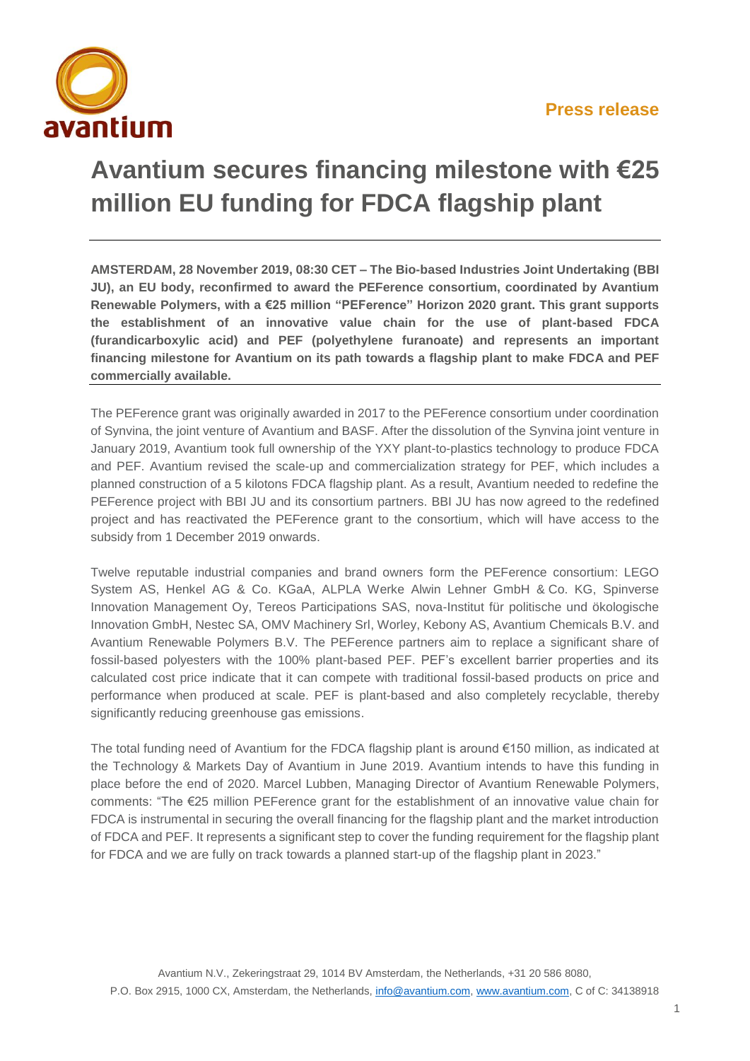**Press release**

# Avantium secures financing milestone with €25 million EU funding for FDCA flagship plant

**AMSTERDAM, 28 November 2019, 08:30 CET – The Bio-based Industries Joint Undertaking (BBI JU), an EU body, reconfirmed to award the PEFerence consortium, coordinated by Avantium Renewable Polymers, with a €25 million "PEFerence" Horizon 2020 grant. This grant supports the establishment of an innovative value chain for the use of plant-based FDCA (furandicarboxylic acid) and PEF (polyethylene furanoate) and represents an important financing milestone for Avantium on its path towards a flagship plant to make FDCA and PEF commercially available.**

The PEFerence grant was originally awarded in 2017 to the PEFerence consortium under coordination of Synvina, the joint venture of Avantium and BASF. After the dissolution of the Synvina joint venture in January 2019, Avantium took full ownership of the YXY plant-to-plastics technology to produce FDCA and PEF. Avantium revised the scale-up and commercialization strategy for PEF, which includes a planned construction of a 5 kilotons FDCA flagship plant. As a result, Avantium needed to redefine the PEFerence project with BBI JU and its consortium partners. BBI JU has now agreed to the redefined project and has reactivated the PEFerence grant to the consortium, which will have access to the subsidy from 1 December 2019 onwards.

Twelve reputable industrial companies and brand owners form the PEFerence consortium: LEGO System AS, Henkel AG & Co. KGaA, ALPLA Werke Alwin Lehner GmbH & Co. KG, Spinverse Innovation Management Oy, Tereos Participations SAS, nova-Institut für politische und ökologische Innovation GmbH, Nestec SA, OMV Machinery Srl, Worley, Kebony AS, Avantium Chemicals B.V. and Avantium Renewable Polymers B.V. The PEFerence partners aim to replace a significant share of fossil-based polyesters with the 100% plant-based PEF. PEF's excellent barrier properties and its calculated cost price indicate that it can compete with traditional fossil-based products on price and performance when produced at scale. PEF is plant-based and also completely recyclable, thereby significantly reducing greenhouse gas emissions.

The total funding need of Avantium for the FDCA flagship plant is around €150 million, as indicated at the Technology & Markets Day of Avantium in June 2019. Avantium intends to have this funding in place before the end of 2020. Marcel Lubben, Managing Director of Avantium Renewable Polymers, comments: "The €25 million PEFerence grant for the establishment of an innovative value chain for FDCA is instrumental in securing the overall financing for the flagship plant and the market introduction of FDCA and PEF. It represents a significant step to cover the funding requirement for the flagship plant for FDCA and we are fully on track towards a planned start-up of the flagship plant in 2023."

Avantium N.V., Zekeringstraat 29, 1014 BV Amsterdam, the Netherlands, +31 20 586 8080,
P.O. Box 2915, 1000 CX, Amsterdam, the Netherlands, info@avantium.com, www.avantium.com, C of C: 34138918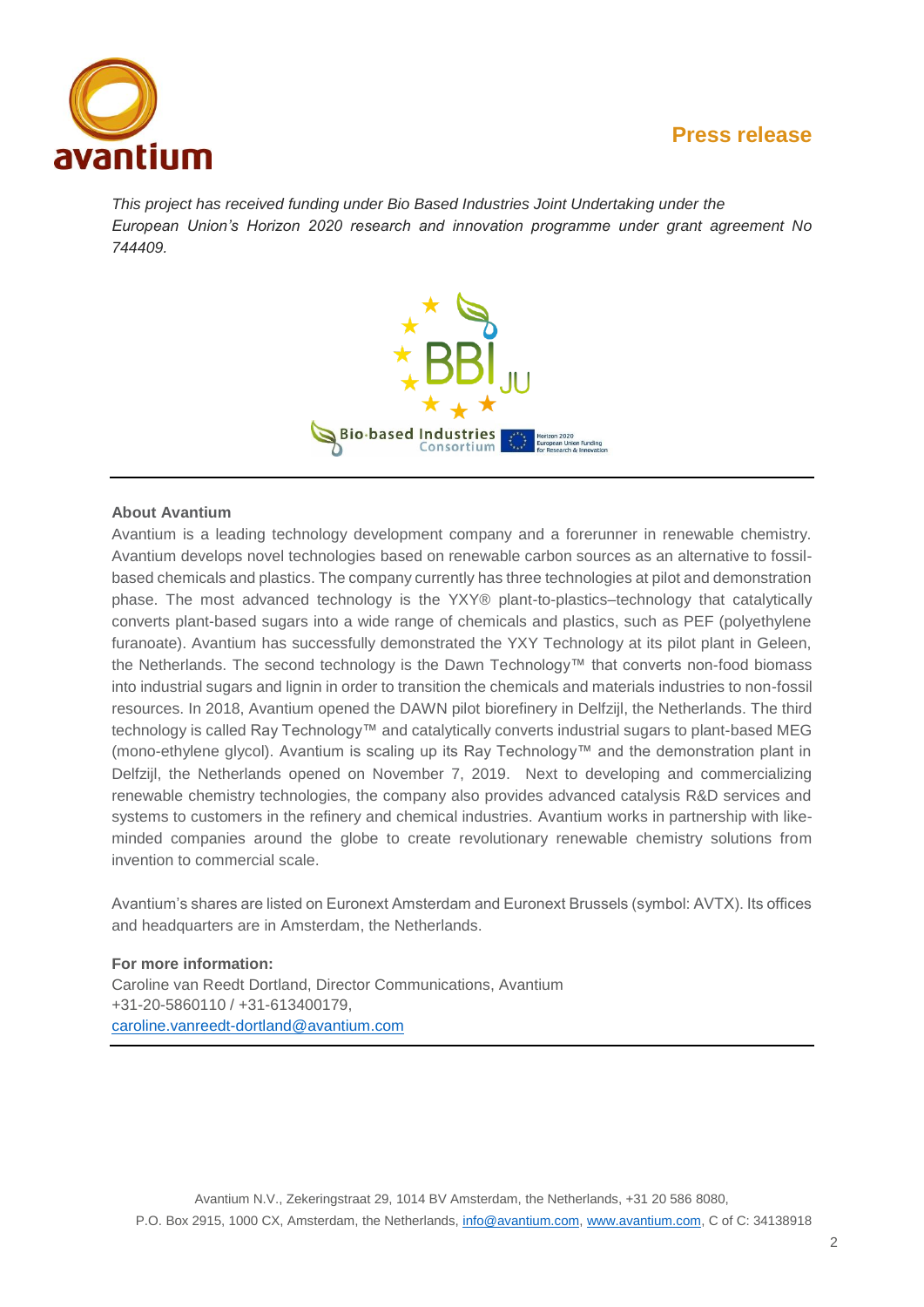*This project has received funding under Bio Based Industries Joint Undertaking under the European Union's Horizon 2020 research and innovation programme under grant agreement No 744409.*

**About Avantium**

Avantium is a leading technology development company and a forerunner in renewable chemistry. Avantium develops novel technologies based on renewable carbon sources as an alternative to fossil-based chemicals and plastics. The company currently has three technologies at pilot and demonstration phase. The most advanced technology is the YXY® plant-to-plastics–technology that catalytically converts plant-based sugars into a wide range of chemicals and plastics, such as PEF (polyethylene furanoate). Avantium has successfully demonstrated the YXY Technology at its pilot plant in Geleen, the Netherlands. The second technology is the Dawn Technology™ that converts non-food biomass into industrial sugars and lignin in order to transition the chemicals and materials industries to non-fossil resources. In 2018, Avantium opened the DAWN pilot biorefinery in Delfzijl, the Netherlands. The third technology is called Ray Technology™ and catalytically converts industrial sugars to plant-based MEG (mono-ethylene glycol). Avantium is scaling up its Ray Technology™ and the demonstration plant in Delfzijl, the Netherlands opened on November 7, 2019. Next to developing and commercializing renewable chemistry technologies, the company also provides advanced catalysis R&D services and systems to customers in the refinery and chemical industries. Avantium works in partnership with like-minded companies around the globe to create revolutionary renewable chemistry solutions from invention to commercial scale.

Avantium's shares are listed on Euronext Amsterdam and Euronext Brussels (symbol: AVTX). Its offices and headquarters are in Amsterdam, the Netherlands.

**For more information:**

Caroline van Reedt Dortland, Director Communications, Avantium
+31-20-5860110 / +31-613400179,
caroline.vanreedt-dortland@avantium.com

Avantium N.V., Zekeringstraat 29, 1014 BV Amsterdam, the Netherlands, +31 20 586 8080,
P.O. Box 2915, 1000 CX, Amsterdam, the Netherlands, info@avantium.com, www.avantium.com, C of C: 34138918